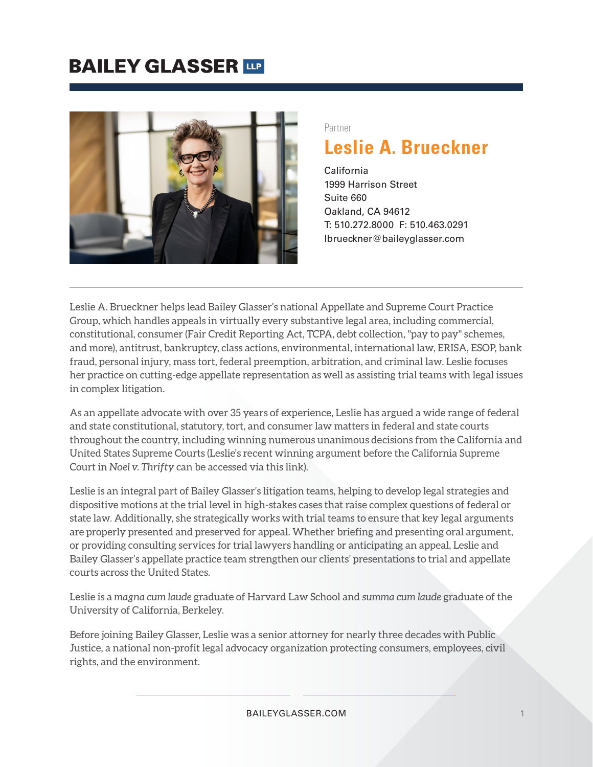# BAILEY GLASSER LLP

Partner

## Leslie A. Brueckner

California
1999 Harrison Street
Suite 660
Oakland, CA 94612
T: 510.272.8000 F: 510.463.0291
lbrueckner@baileyglasser.com

---

Leslie A. Brueckner helps lead Bailey Glasser's national Appellate and Supreme Court Practice Group, which handles appeals in virtually every substantive legal area, including commercial, constitutional, consumer (Fair Credit Reporting Act, TCPA, debt collection, "pay to pay" schemes, and more), antitrust, bankruptcy, class actions, environmental, international law, ERISA, ESOP, bank fraud, personal injury, mass tort, federal preemption, arbitration, and criminal law. Leslie focuses her practice on cutting-edge appellate representation as well as assisting trial teams with legal issues in complex litigation.

As an appellate advocate with over 35 years of experience, Leslie has argued a wide range of federal and state constitutional, statutory, tort, and consumer law matters in federal and state courts throughout the country, including winning numerous unanimous decisions from the California and United States Supreme Courts (Leslie's recent winning argument before the California Supreme Court in *Noel v. Thrifty* can be accessed via this link).

Leslie is an integral part of Bailey Glasser's litigation teams, helping to develop legal strategies and dispositive motions at the trial level in high-stakes cases that raise complex questions of federal or state law. Additionally, she strategically works with trial teams to ensure that key legal arguments are properly presented and preserved for appeal. Whether briefing and presenting oral argument, or providing consulting services for trial lawyers handling or anticipating an appeal, Leslie and Bailey Glasser's appellate practice team strengthen our clients' presentations to trial and appellate courts across the United States.

Leslie is a *magna cum laude* graduate of Harvard Law School and *summa cum laude* graduate of the University of California, Berkeley.

Before joining Bailey Glasser, Leslie was a senior attorney for nearly three decades with Public Justice, a national non-profit legal advocacy organization protecting consumers, employees, civil rights, and the environment.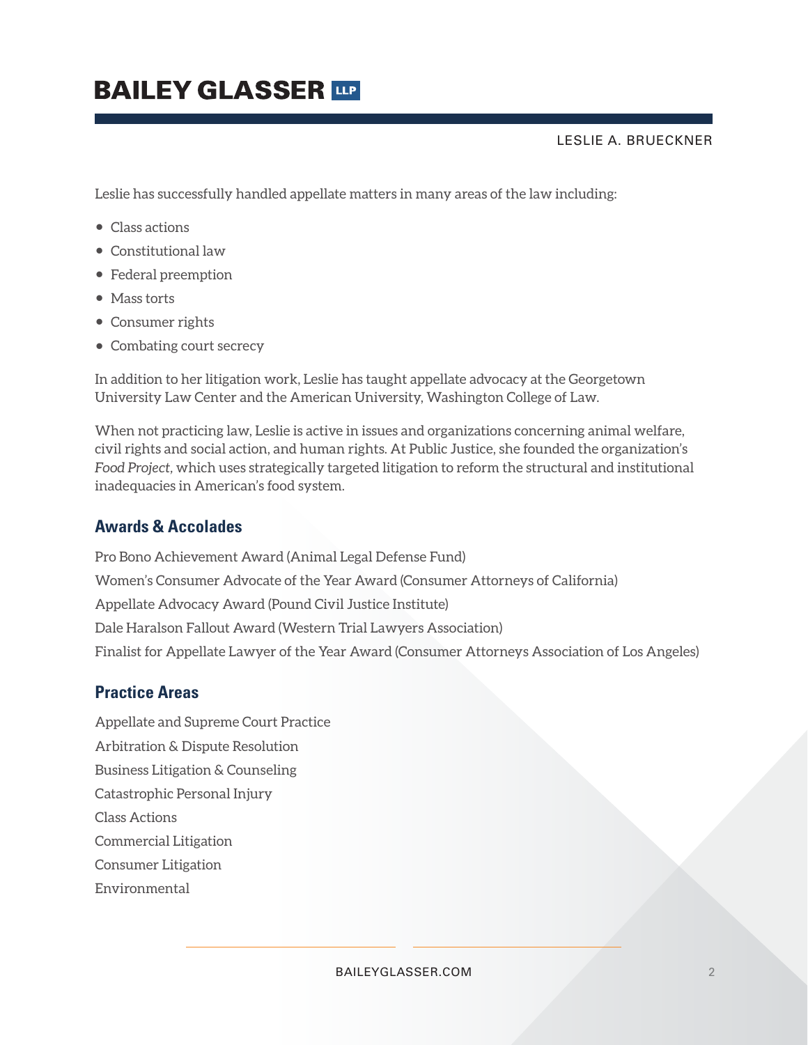Leslie has successfully handled appellate matters in many areas of the law including:

- Class actions
- Constitutional law
- Federal preemption
- Mass torts
- Consumer rights
- Combating court secrecy

In addition to her litigation work, Leslie has taught appellate advocacy at the Georgetown University Law Center and the American University, Washington College of Law.

When not practicing law, Leslie is active in issues and organizations concerning animal welfare, civil rights and social action, and human rights. At Public Justice, she founded the organization's *Food Project*, which uses strategically targeted litigation to reform the structural and institutional inadequacies in American's food system.

## Awards & Accolades

Pro Bono Achievement Award (Animal Legal Defense Fund)

Women's Consumer Advocate of the Year Award (Consumer Attorneys of California)

Appellate Advocacy Award (Pound Civil Justice Institute)

Dale Haralson Fallout Award (Western Trial Lawyers Association)

Finalist for Appellate Lawyer of the Year Award (Consumer Attorneys Association of Los Angeles)

## Practice Areas

Appellate and Supreme Court Practice

Arbitration & Dispute Resolution

Business Litigation & Counseling

Catastrophic Personal Injury

Class Actions

Commercial Litigation

Consumer Litigation

Environmental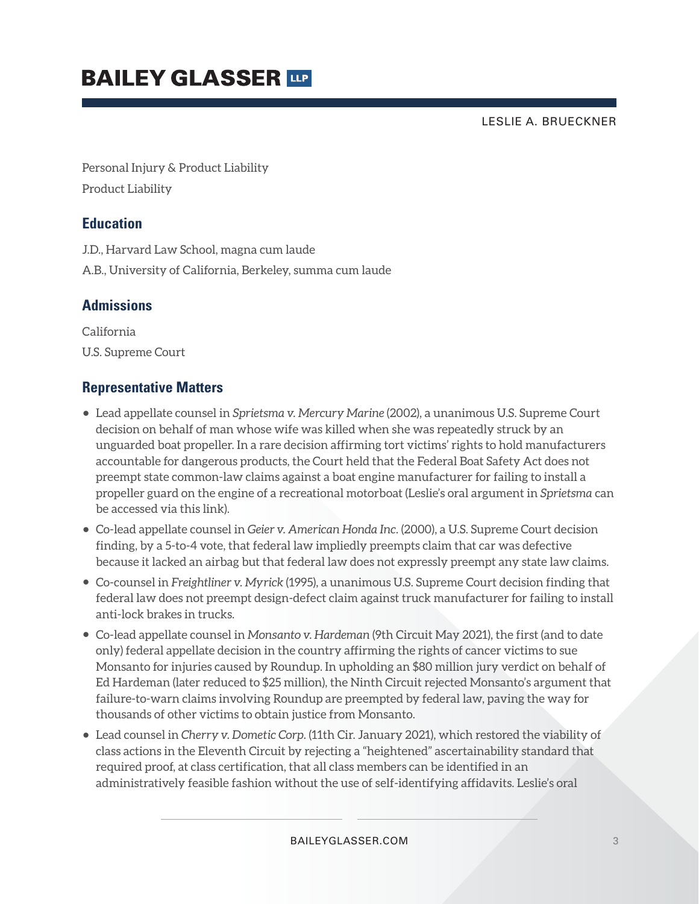Personal Injury & Product Liability

Product Liability

## Education

J.D., Harvard Law School, magna cum laude

A.B., University of California, Berkeley, summa cum laude

## Admissions

California

U.S. Supreme Court

## Representative Matters

- Lead appellate counsel in *Sprietsma v. Mercury Marine* (2002), a unanimous U.S. Supreme Court decision on behalf of man whose wife was killed when she was repeatedly struck by an unguarded boat propeller. In a rare decision affirming tort victims' rights to hold manufacturers accountable for dangerous products, the Court held that the Federal Boat Safety Act does not preempt state common-law claims against a boat engine manufacturer for failing to install a propeller guard on the engine of a recreational motorboat (Leslie's oral argument in *Sprietsma* can be accessed via this link).
- Co-lead appellate counsel in *Geier v. American Honda Inc.* (2000), a U.S. Supreme Court decision finding, by a 5-to-4 vote, that federal law impliedly preempts claim that car was defective because it lacked an airbag but that federal law does not expressly preempt any state law claims.
- Co-counsel in *Freightliner v. Myrick* (1995), a unanimous U.S. Supreme Court decision finding that federal law does not preempt design-defect claim against truck manufacturer for failing to install anti-lock brakes in trucks.
- Co-lead appellate counsel in *Monsanto v. Hardeman* (9th Circuit May 2021), the first (and to date only) federal appellate decision in the country affirming the rights of cancer victims to sue Monsanto for injuries caused by Roundup. In upholding an $80 million jury verdict on behalf of Ed Hardeman (later reduced to $25 million), the Ninth Circuit rejected Monsanto's argument that failure-to-warn claims involving Roundup are preempted by federal law, paving the way for thousands of other victims to obtain justice from Monsanto.
- Lead counsel in *Cherry v. Dometic Corp.* (11th Cir. January 2021), which restored the viability of class actions in the Eleventh Circuit by rejecting a "heightened" ascertainability standard that required proof, at class certification, that all class members can be identified in an administratively feasible fashion without the use of self-identifying affidavits. Leslie's oral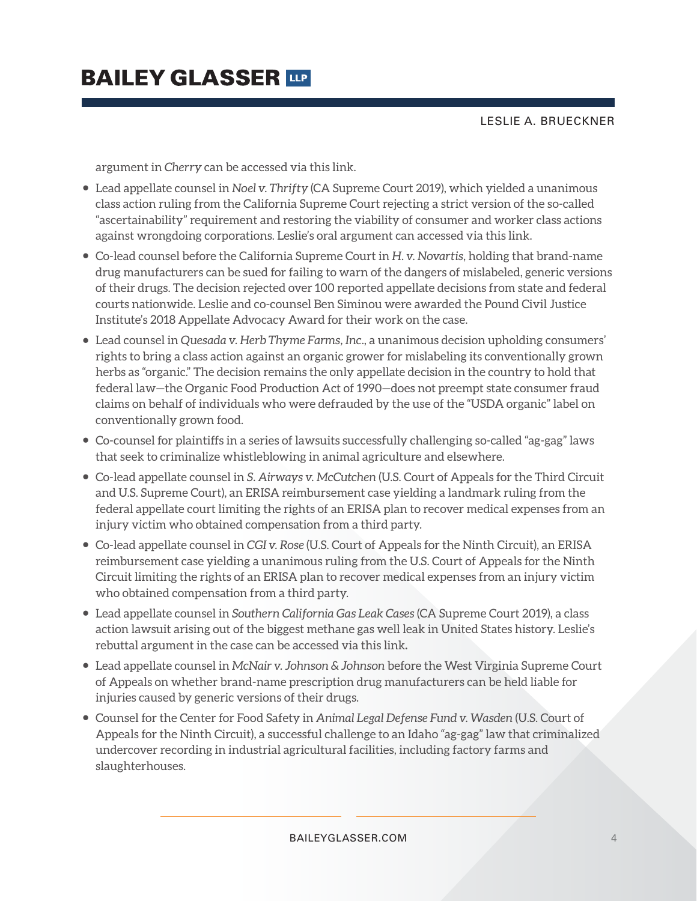argument in *Cherry* can be accessed via this link.

- Lead appellate counsel in *Noel v. Thrifty* (CA Supreme Court 2019), which yielded a unanimous class action ruling from the California Supreme Court rejecting a strict version of the so-called "ascertainability" requirement and restoring the viability of consumer and worker class actions against wrongdoing corporations. Leslie's oral argument can accessed via this link.
- Co-lead counsel before the California Supreme Court in *H. v. Novartis*, holding that brand-name drug manufacturers can be sued for failing to warn of the dangers of mislabeled, generic versions of their drugs. The decision rejected over 100 reported appellate decisions from state and federal courts nationwide. Leslie and co-counsel Ben Siminou were awarded the Pound Civil Justice Institute's 2018 Appellate Advocacy Award for their work on the case.
- Lead counsel in *Quesada v. Herb Thyme Farms, Inc*., a unanimous decision upholding consumers' rights to bring a class action against an organic grower for mislabeling its conventionally grown herbs as "organic." The decision remains the only appellate decision in the country to hold that federal law—the Organic Food Production Act of 1990—does not preempt state consumer fraud claims on behalf of individuals who were defrauded by the use of the "USDA organic" label on conventionally grown food.
- Co-counsel for plaintiffs in a series of lawsuits successfully challenging so-called "ag-gag" laws that seek to criminalize whistleblowing in animal agriculture and elsewhere.
- Co-lead appellate counsel in *S. Airways v. McCutchen* (U.S. Court of Appeals for the Third Circuit and U.S. Supreme Court), an ERISA reimbursement case yielding a landmark ruling from the federal appellate court limiting the rights of an ERISA plan to recover medical expenses from an injury victim who obtained compensation from a third party.
- Co-lead appellate counsel in *CGI v. Rose* (U.S. Court of Appeals for the Ninth Circuit), an ERISA reimbursement case yielding a unanimous ruling from the U.S. Court of Appeals for the Ninth Circuit limiting the rights of an ERISA plan to recover medical expenses from an injury victim who obtained compensation from a third party.
- Lead appellate counsel in *Southern California Gas Leak Cases* (CA Supreme Court 2019), a class action lawsuit arising out of the biggest methane gas well leak in United States history. Leslie's rebuttal argument in the case can be accessed via this link.
- Lead appellate counsel in *McNair v. Johnson & Johnson* before the West Virginia Supreme Court of Appeals on whether brand-name prescription drug manufacturers can be held liable for injuries caused by generic versions of their drugs.
- Counsel for the Center for Food Safety in *Animal Legal Defense Fund v. Wasden* (U.S. Court of Appeals for the Ninth Circuit), a successful challenge to an Idaho "ag-gag" law that criminalized undercover recording in industrial agricultural facilities, including factory farms and slaughterhouses.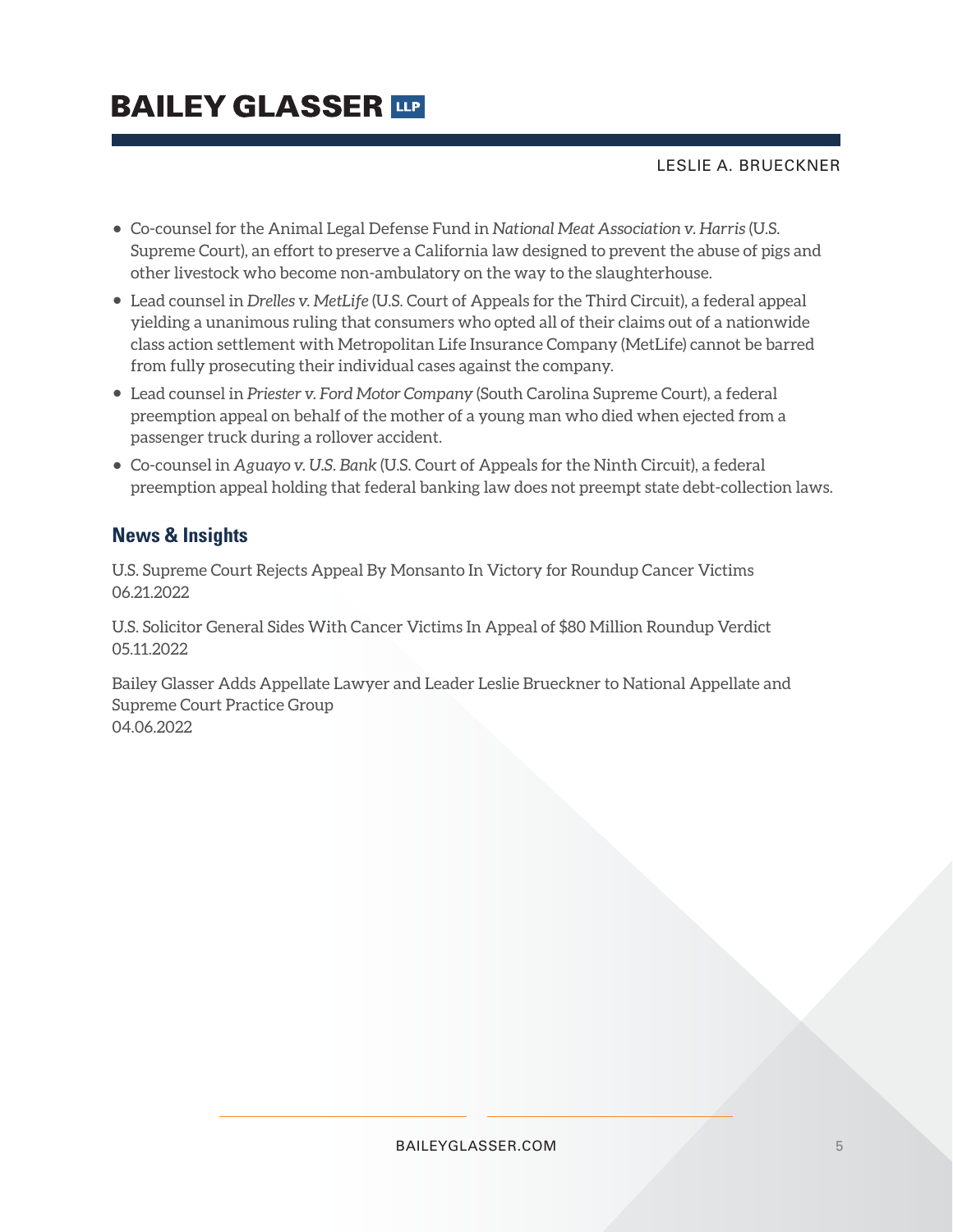- Co-counsel for the Animal Legal Defense Fund in *National Meat Association v. Harris* (U.S. Supreme Court), an effort to preserve a California law designed to prevent the abuse of pigs and other livestock who become non-ambulatory on the way to the slaughterhouse.
- Lead counsel in *Drelles v. MetLife* (U.S. Court of Appeals for the Third Circuit), a federal appeal yielding a unanimous ruling that consumers who opted all of their claims out of a nationwide class action settlement with Metropolitan Life Insurance Company (MetLife) cannot be barred from fully prosecuting their individual cases against the company.
- Lead counsel in *Priester v. Ford Motor Company* (South Carolina Supreme Court), a federal preemption appeal on behalf of the mother of a young man who died when ejected from a passenger truck during a rollover accident.
- Co-counsel in *Aguayo v. U.S. Bank* (U.S. Court of Appeals for the Ninth Circuit), a federal preemption appeal holding that federal banking law does not preempt state debt-collection laws.

## News & Insights

U.S. Supreme Court Rejects Appeal By Monsanto In Victory for Roundup Cancer Victims
06.21.2022

U.S. Solicitor General Sides With Cancer Victims In Appeal of $80 Million Roundup Verdict
05.11.2022

Bailey Glasser Adds Appellate Lawyer and Leader Leslie Brueckner to National Appellate and Supreme Court Practice Group
04.06.2022